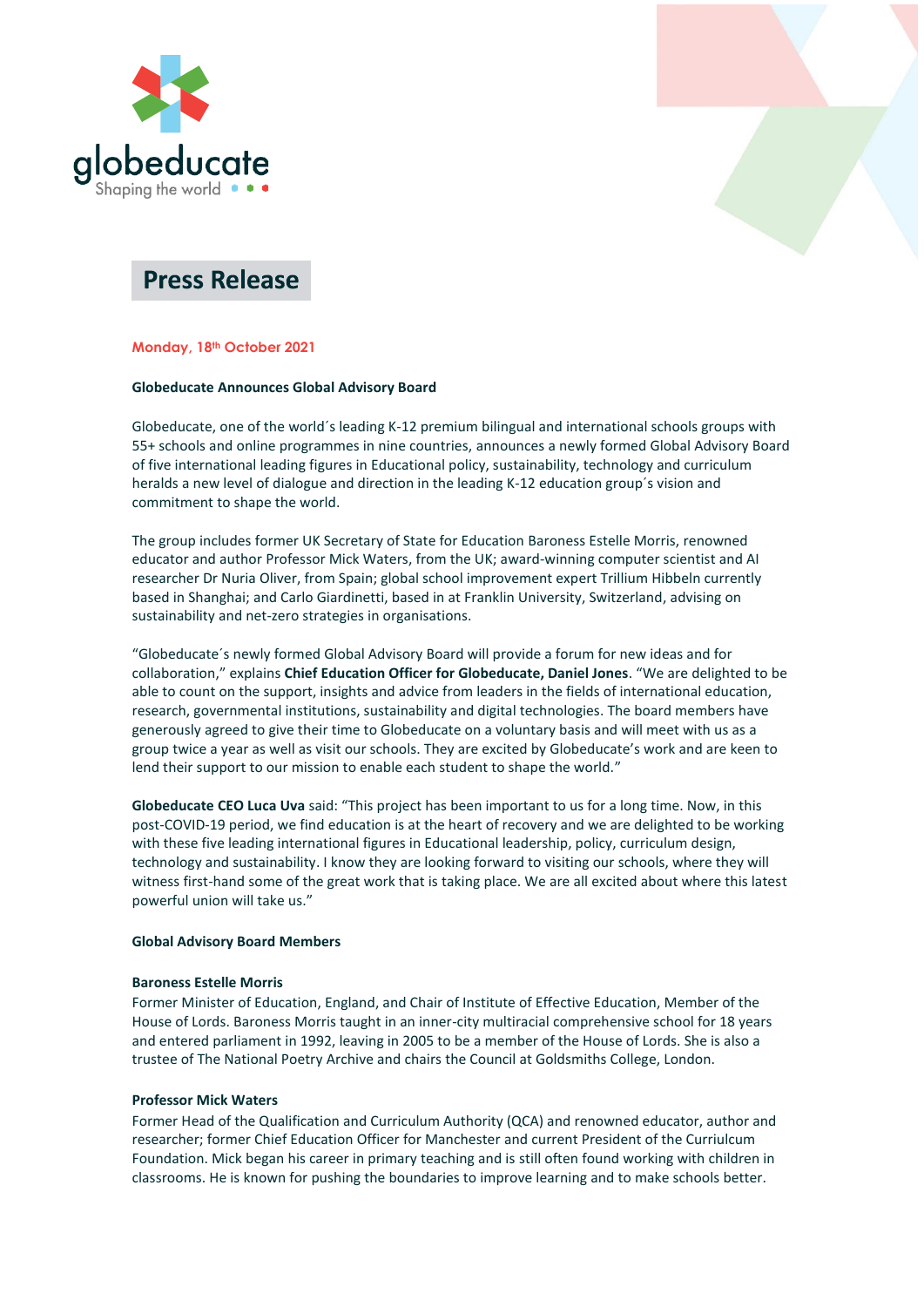globeducate
Shaping the world

# Press Release

**Monday, 18th October 2021**

**Globeducate Announces Global Advisory Board**

Globeducate, one of the world´s leading K-12 premium bilingual and international schools groups with 55+ schools and online programmes in nine countries, announces a newly formed Global Advisory Board of five international leading figures in Educational policy, sustainability, technology and curriculum heralds a new level of dialogue and direction in the leading K-12 education group´s vision and commitment to shape the world.

The group includes former UK Secretary of State for Education Baroness Estelle Morris, renowned educator and author Professor Mick Waters, from the UK; award-winning computer scientist and AI researcher Dr Nuria Oliver, from Spain; global school improvement expert Trillium Hibbeln currently based in Shanghai; and Carlo Giardinetti, based in at Franklin University, Switzerland, advising on sustainability and net-zero strategies in organisations.

"Globeducate´s newly formed Global Advisory Board will provide a forum for new ideas and for collaboration," explains **Chief Education Officer for Globeducate, Daniel Jones**. "We are delighted to be able to count on the support, insights and advice from leaders in the fields of international education, research, governmental institutions, sustainability and digital technologies. The board members have generously agreed to give their time to Globeducate on a voluntary basis and will meet with us as a group twice a year as well as visit our schools. They are excited by Globeducate's work and are keen to lend their support to our mission to enable each student to shape the world."

**Globeducate CEO Luca Uva** said: "This project has been important to us for a long time. Now, in this post-COVID-19 period, we find education is at the heart of recovery and we are delighted to be working with these five leading international figures in Educational leadership, policy, curriculum design, technology and sustainability. I know they are looking forward to visiting our schools, where they will witness first-hand some of the great work that is taking place. We are all excited about where this latest powerful union will take us."

**Global Advisory Board Members**

**Baroness Estelle Morris**
Former Minister of Education, England, and Chair of Institute of Effective Education, Member of the House of Lords. Baroness Morris taught in an inner-city multiracial comprehensive school for 18 years and entered parliament in 1992, leaving in 2005 to be a member of the House of Lords. She is also a trustee of The National Poetry Archive and chairs the Council at Goldsmiths College, London.

**Professor Mick Waters**
Former Head of the Qualification and Curriculum Authority (QCA) and renowned educator, author and researcher; former Chief Education Officer for Manchester and current President of the Curriulcum Foundation. Mick began his career in primary teaching and is still often found working with children in classrooms. He is known for pushing the boundaries to improve learning and to make schools better.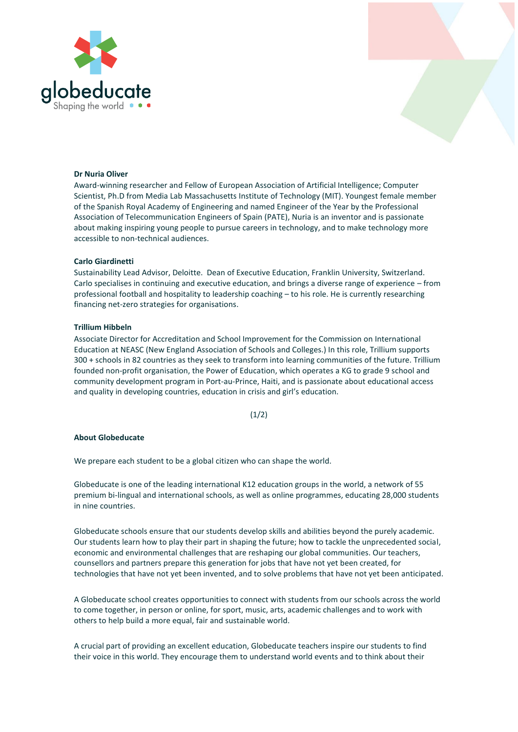**Dr Nuria Oliver**
Award-winning researcher and Fellow of European Association of Artificial Intelligence; Computer Scientist, Ph.D from Media Lab Massachusetts Institute of Technology (MIT). Youngest female member of the Spanish Royal Academy of Engineering and named Engineer of the Year by the Professional Association of Telecommunication Engineers of Spain (PATE), Nuria is an inventor and is passionate about making inspiring young people to pursue careers in technology, and to make technology more accessible to non-technical audiences.

**Carlo Giardinetti**
Sustainability Lead Advisor, Deloitte. Dean of Executive Education, Franklin University, Switzerland. Carlo specialises in continuing and executive education, and brings a diverse range of experience – from professional football and hospitality to leadership coaching – to his role. He is currently researching financing net-zero strategies for organisations.

**Trillium Hibbeln**
Associate Director for Accreditation and School Improvement for the Commission on International Education at NEASC (New England Association of Schools and Colleges.) In this role, Trillium supports 300 + schools in 82 countries as they seek to transform into learning communities of the future. Trillium founded non-profit organisation, the Power of Education, which operates a KG to grade 9 school and community development program in Port-au-Prince, Haiti, and is passionate about educational access and quality in developing countries, education in crisis and girl's education.

(1/2)

**About Globeducate**

We prepare each student to be a global citizen who can shape the world.

Globeducate is one of the leading international K12 education groups in the world, a network of 55 premium bi-lingual and international schools, as well as online programmes, educating 28,000 students in nine countries.

Globeducate schools ensure that our students develop skills and abilities beyond the purely academic. Our students learn how to play their part in shaping the future; how to tackle the unprecedented social, economic and environmental challenges that are reshaping our global communities. Our teachers, counsellors and partners prepare this generation for jobs that have not yet been created, for technologies that have not yet been invented, and to solve problems that have not yet been anticipated.

A Globeducate school creates opportunities to connect with students from our schools across the world to come together, in person or online, for sport, music, arts, academic challenges and to work with others to help build a more equal, fair and sustainable world.

A crucial part of providing an excellent education, Globeducate teachers inspire our students to find their voice in this world. They encourage them to understand world events and to think about their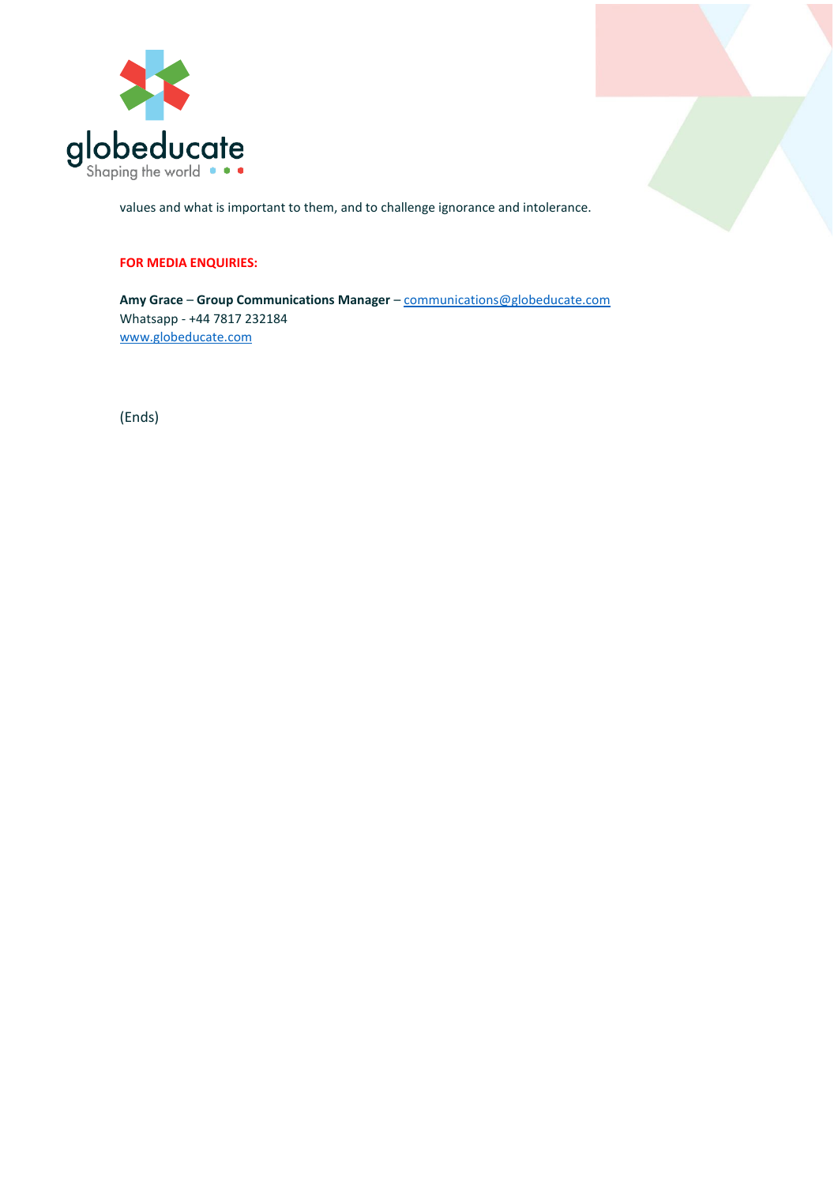values and what is important to them, and to challenge ignorance and intolerance.

**FOR MEDIA ENQUIRIES:**

**Amy Grace** – **Group Communications Manager** – communications@globeducate.com
Whatsapp - +44 7817 232184
www.globeducate.com

(Ends)